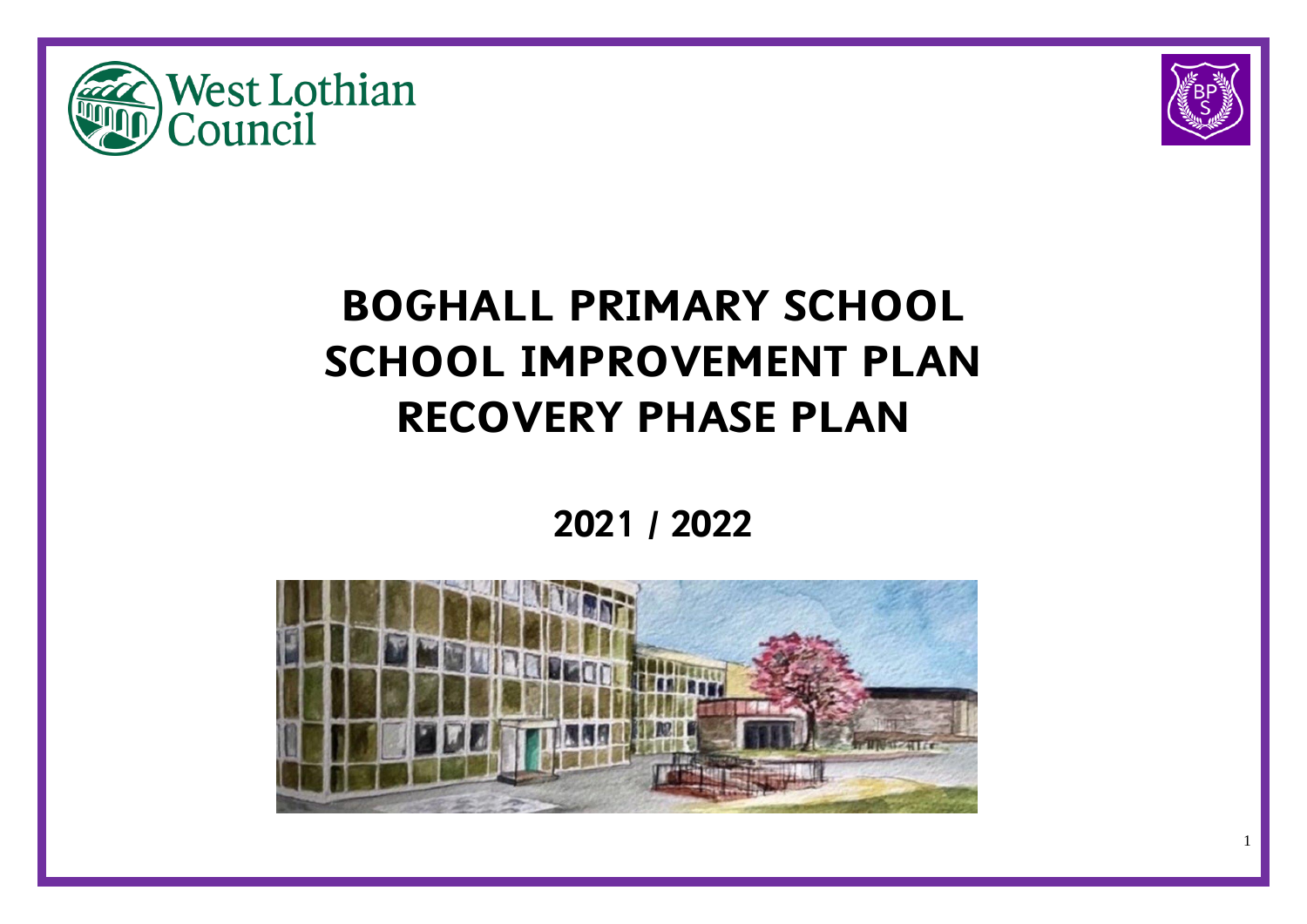West Lothian Council

# BOGHALL PRIMARY SCHOOL
# SCHOOL IMPROVEMENT PLAN
# RECOVERY PHASE PLAN

## 2021 / 2022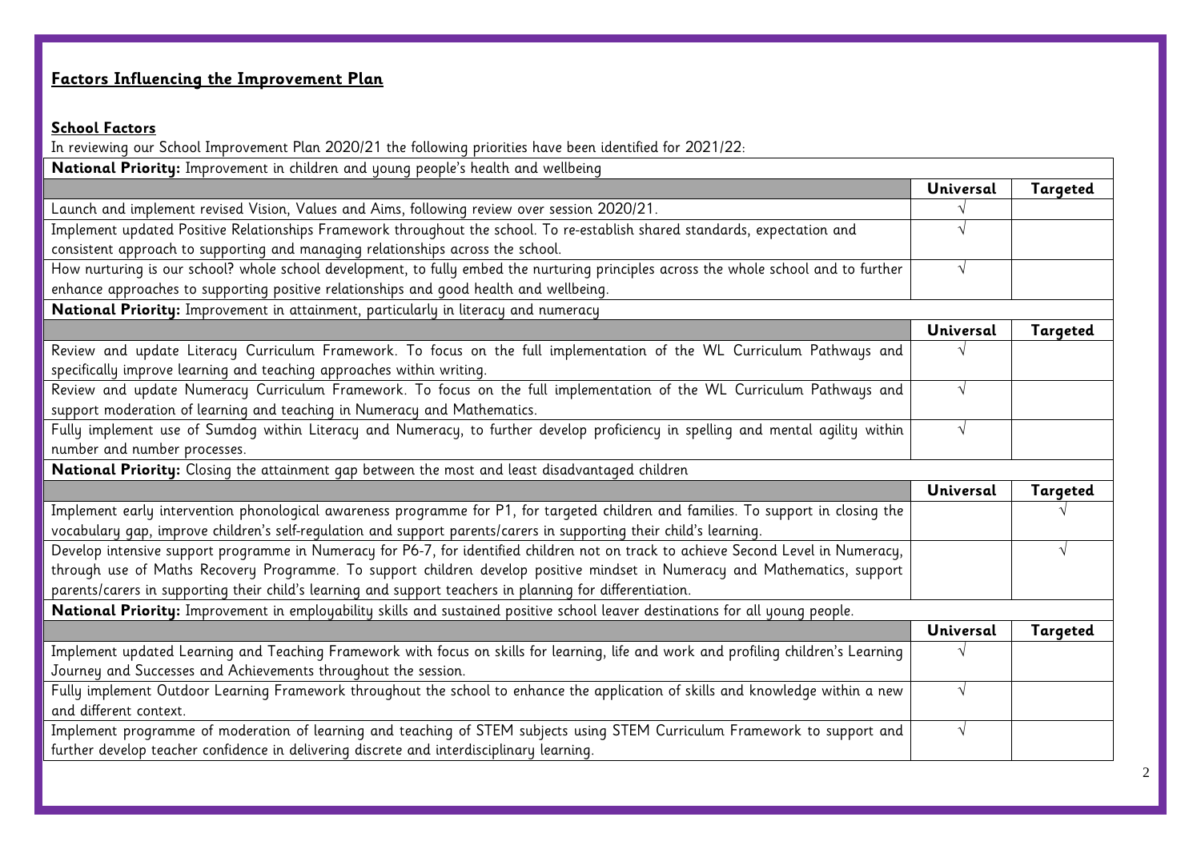## Factors Influencing the Improvement Plan

### School Factors

In reviewing our School Improvement Plan 2020/21 the following priorities have been identified for 2021/22:

| **National Priority:** Improvement in children and young people's health and wellbeing | | |
|---|---|---|
| | **Universal** | **Targeted** |
| Launch and implement revised Vision, Values and Aims, following review over session 2020/21. | √ | |
| Implement updated Positive Relationships Framework throughout the school. To re-establish shared standards, expectation and consistent approach to supporting and managing relationships across the school. | √ | |
| How nurturing is our school? whole school development, to fully embed the nurturing principles across the whole school and to further enhance approaches to supporting positive relationships and good health and wellbeing. | √ | |
| **National Priority:** Improvement in attainment, particularly in literacy and numeracy | | |
| | **Universal** | **Targeted** |
| Review and update Literacy Curriculum Framework. To focus on the full implementation of the WL Curriculum Pathways and specifically improve learning and teaching approaches within writing. | √ | |
| Review and update Numeracy Curriculum Framework. To focus on the full implementation of the WL Curriculum Pathways and support moderation of learning and teaching in Numeracy and Mathematics. | √ | |
| Fully implement use of Sumdog within Literacy and Numeracy, to further develop proficiency in spelling and mental agility within number and number processes. | √ | |
| **National Priority:** Closing the attainment gap between the most and least disadvantaged children | | |
| | **Universal** | **Targeted** |
| Implement early intervention phonological awareness programme for P1, for targeted children and families. To support in closing the vocabulary gap, improve children's self-regulation and support parents/carers in supporting their child's learning. | | √ |
| Develop intensive support programme in Numeracy for P6-7, for identified children not on track to achieve Second Level in Numeracy, through use of Maths Recovery Programme. To support children develop positive mindset in Numeracy and Mathematics, support parents/carers in supporting their child's learning and support teachers in planning for differentiation. | | √ |
| **National Priority:** Improvement in employability skills and sustained positive school leaver destinations for all young people. | | |
| | **Universal** | **Targeted** |
| Implement updated Learning and Teaching Framework with focus on skills for learning, life and work and profiling children's Learning Journey and Successes and Achievements throughout the session. | √ | |
| Fully implement Outdoor Learning Framework throughout the school to enhance the application of skills and knowledge within a new and different context. | √ | |
| Implement programme of moderation of learning and teaching of STEM subjects using STEM Curriculum Framework to support and further develop teacher confidence in delivering discrete and interdisciplinary learning. | √ | |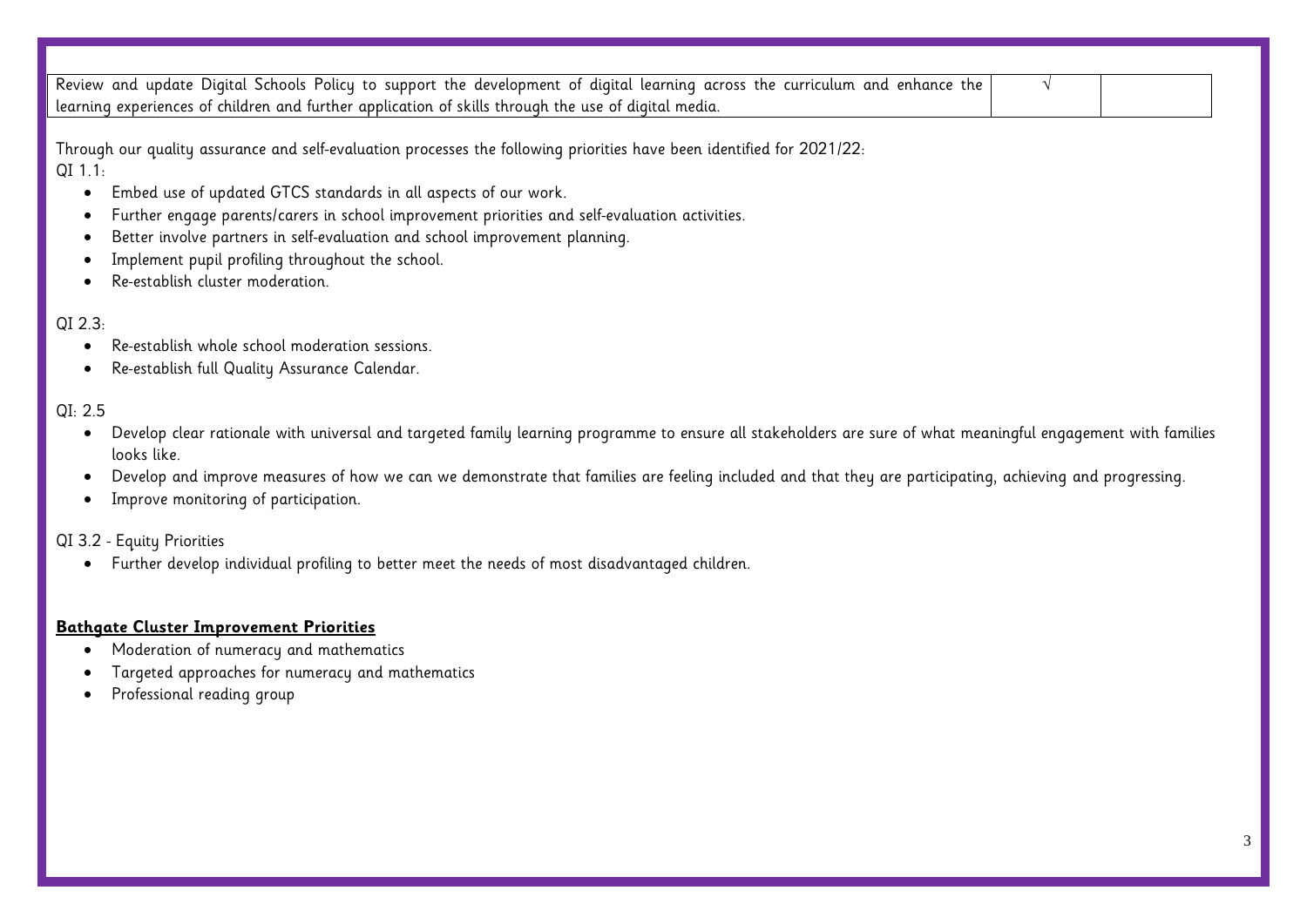| Review and update Digital Schools Policy to support the development of digital learning across the curriculum and enhance the learning experiences of children and further application of skills through the use of digital media. | √ | |
|---|---|---|

Through our quality assurance and self-evaluation processes the following priorities have been identified for 2021/22:

QI 1.1:

- Embed use of updated GTCS standards in all aspects of our work.
- Further engage parents/carers in school improvement priorities and self-evaluation activities.
- Better involve partners in self-evaluation and school improvement planning.
- Implement pupil profiling throughout the school.
- Re-establish cluster moderation.

QI 2.3:

- Re-establish whole school moderation sessions.
- Re-establish full Quality Assurance Calendar.

QI: 2.5

- Develop clear rationale with universal and targeted family learning programme to ensure all stakeholders are sure of what meaningful engagement with families looks like.
- Develop and improve measures of how we can we demonstrate that families are feeling included and that they are participating, achieving and progressing.
- Improve monitoring of participation.

QI 3.2 - Equity Priorities

- Further develop individual profiling to better meet the needs of most disadvantaged children.

**Bathgate Cluster Improvement Priorities**

- Moderation of numeracy and mathematics
- Targeted approaches for numeracy and mathematics
- Professional reading group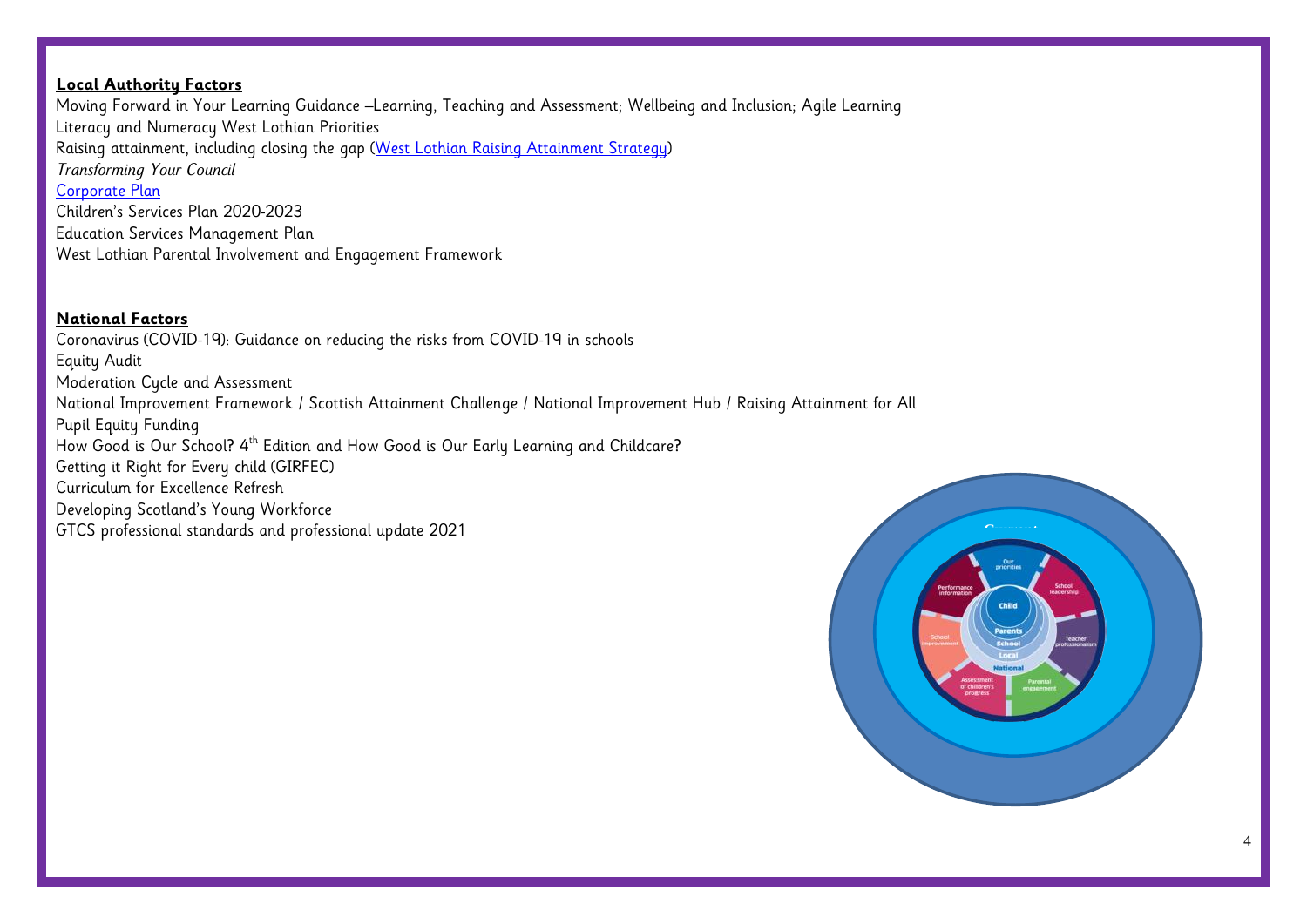**Local Authority Factors**

Moving Forward in Your Learning Guidance –Learning, Teaching and Assessment; Wellbeing and Inclusion; Agile Learning
Literacy and Numeracy West Lothian Priorities
Raising attainment, including closing the gap (West Lothian Raising Attainment Strategy)
*Transforming Your Council*
Corporate Plan
Children's Services Plan 2020-2023
Education Services Management Plan
West Lothian Parental Involvement and Engagement Framework

**National Factors**

Coronavirus (COVID-19): Guidance on reducing the risks from COVID-19 in schools
Equity Audit
Moderation Cycle and Assessment
National Improvement Framework / Scottish Attainment Challenge / National Improvement Hub / Raising Attainment for All
Pupil Equity Funding
How Good is Our School? 4th Edition and How Good is Our Early Learning and Childcare?
Getting it Right for Every child (GIRFEC)
Curriculum for Excellence Refresh
Developing Scotland's Young Workforce
GTCS professional standards and professional update 2021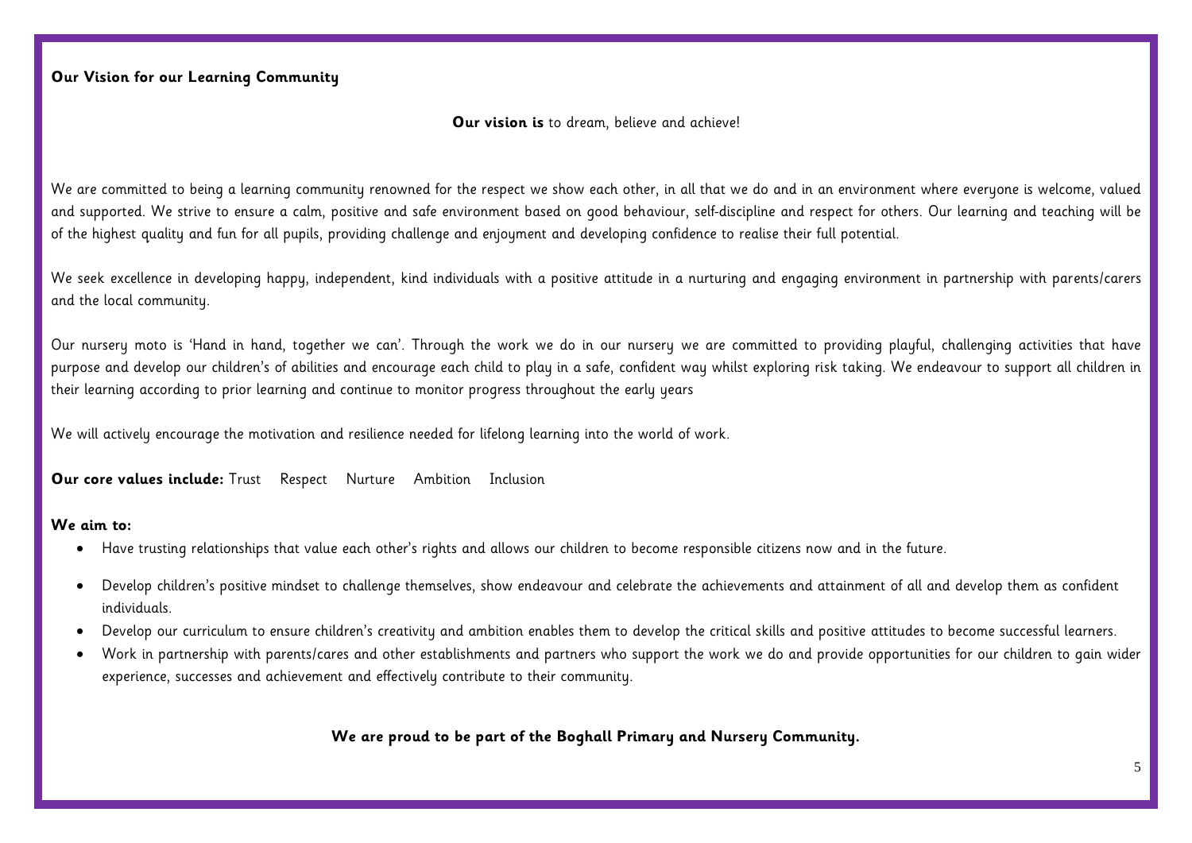**Our Vision for our Learning Community**

**Our vision is** to dream, believe and achieve!

We are committed to being a learning community renowned for the respect we show each other, in all that we do and in an environment where everyone is welcome, valued and supported. We strive to ensure a calm, positive and safe environment based on good behaviour, self-discipline and respect for others. Our learning and teaching will be of the highest quality and fun for all pupils, providing challenge and enjoyment and developing confidence to realise their full potential.

We seek excellence in developing happy, independent, kind individuals with a positive attitude in a nurturing and engaging environment in partnership with parents/carers and the local community.

Our nursery moto is 'Hand in hand, together we can'. Through the work we do in our nursery we are committed to providing playful, challenging activities that have purpose and develop our children's of abilities and encourage each child to play in a safe, confident way whilst exploring risk taking. We endeavour to support all children in their learning according to prior learning and continue to monitor progress throughout the early years

We will actively encourage the motivation and resilience needed for lifelong learning into the world of work.

**Our core values include:** Trust Respect Nurture Ambition Inclusion

**We aim to:**

- Have trusting relationships that value each other's rights and allows our children to become responsible citizens now and in the future.
- Develop children's positive mindset to challenge themselves, show endeavour and celebrate the achievements and attainment of all and develop them as confident individuals.
- Develop our curriculum to ensure children's creativity and ambition enables them to develop the critical skills and positive attitudes to become successful learners.
- Work in partnership with parents/cares and other establishments and partners who support the work we do and provide opportunities for our children to gain wider experience, successes and achievement and effectively contribute to their community.

**We are proud to be part of the Boghall Primary and Nursery Community.**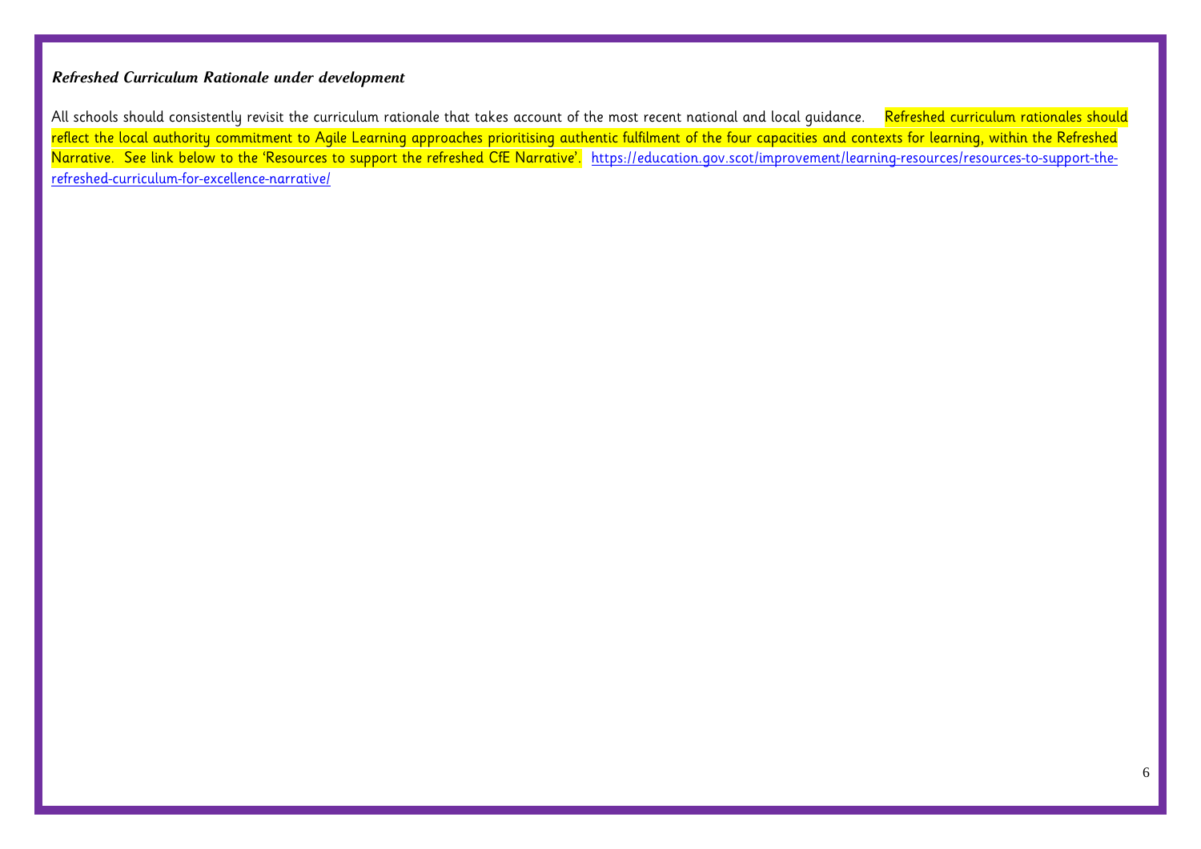***Refreshed Curriculum Rationale under development***

All schools should consistently revisit the curriculum rationale that takes account of the most recent national and local guidance. Refreshed curriculum rationales should reflect the local authority commitment to Agile Learning approaches prioritising authentic fulfilment of the four capacities and contexts for learning, within the Refreshed Narrative. See link below to the 'Resources to support the refreshed CfE Narrative'. [https://education.gov.scot/improvement/learning-resources/resources-to-support-the-refreshed-curriculum-for-excellence-narrative/](https://education.gov.scot/improvement/learning-resources/resources-to-support-the-refreshed-curriculum-for-excellence-narrative/)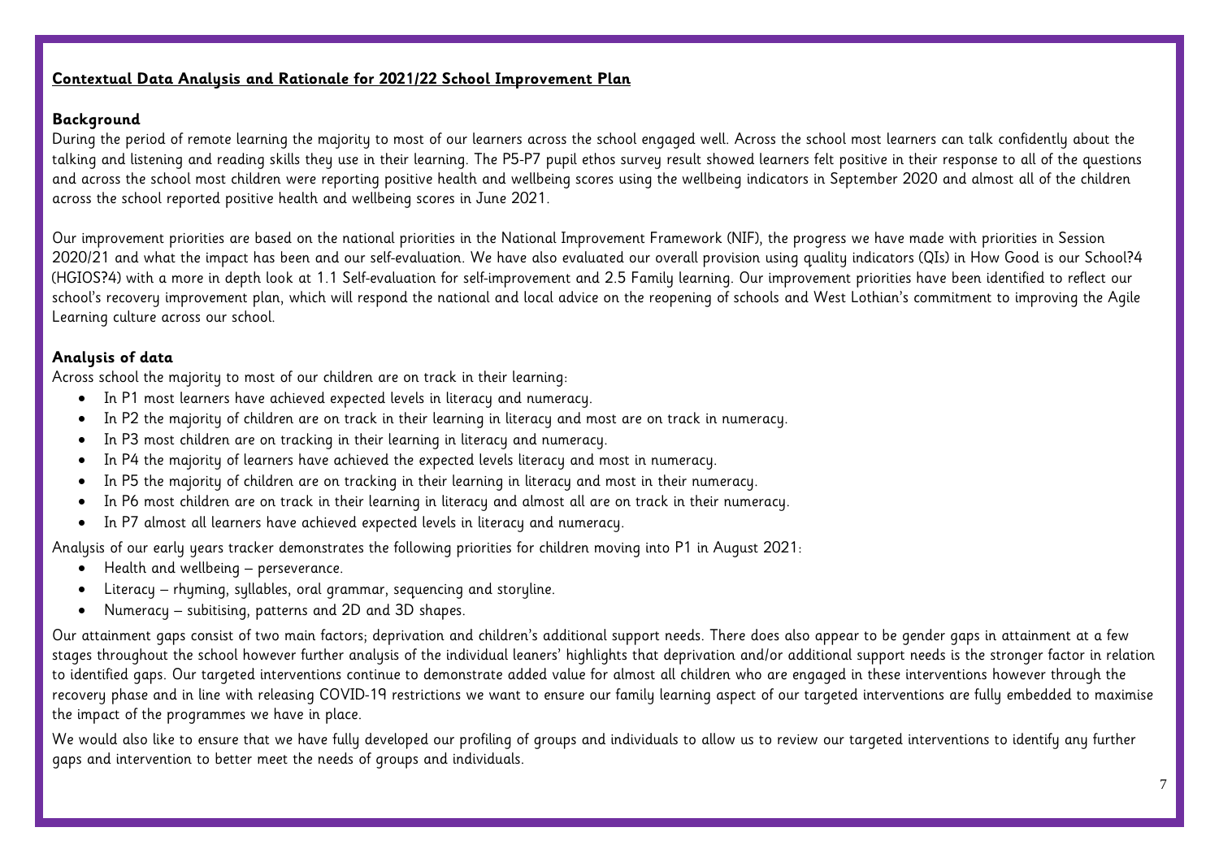**Contextual Data Analysis and Rationale for 2021/22 School Improvement Plan**

**Background**

During the period of remote learning the majority to most of our learners across the school engaged well. Across the school most learners can talk confidently about the talking and listening and reading skills they use in their learning. The P5-P7 pupil ethos survey result showed learners felt positive in their response to all of the questions and across the school most children were reporting positive health and wellbeing scores using the wellbeing indicators in September 2020 and almost all of the children across the school reported positive health and wellbeing scores in June 2021.

Our improvement priorities are based on the national priorities in the National Improvement Framework (NIF), the progress we have made with priorities in Session 2020/21 and what the impact has been and our self-evaluation. We have also evaluated our overall provision using quality indicators (QIs) in How Good is our School?4 (HGIOS?4) with a more in depth look at 1.1 Self-evaluation for self-improvement and 2.5 Family learning. Our improvement priorities have been identified to reflect our school's recovery improvement plan, which will respond the national and local advice on the reopening of schools and West Lothian's commitment to improving the Agile Learning culture across our school.

**Analysis of data**

Across school the majority to most of our children are on track in their learning:

- In P1 most learners have achieved expected levels in literacy and numeracy.
- In P2 the majority of children are on track in their learning in literacy and most are on track in numeracy.
- In P3 most children are on tracking in their learning in literacy and numeracy.
- In P4 the majority of learners have achieved the expected levels literacy and most in numeracy.
- In P5 the majority of children are on tracking in their learning in literacy and most in their numeracy.
- In P6 most children are on track in their learning in literacy and almost all are on track in their numeracy.
- In P7 almost all learners have achieved expected levels in literacy and numeracy.

Analysis of our early years tracker demonstrates the following priorities for children moving into P1 in August 2021:

- Health and wellbeing – perseverance.
- Literacy – rhyming, syllables, oral grammar, sequencing and storyline.
- Numeracy – subitising, patterns and 2D and 3D shapes.

Our attainment gaps consist of two main factors; deprivation and children's additional support needs. There does also appear to be gender gaps in attainment at a few stages throughout the school however further analysis of the individual leaners' highlights that deprivation and/or additional support needs is the stronger factor in relation to identified gaps. Our targeted interventions continue to demonstrate added value for almost all children who are engaged in these interventions however through the recovery phase and in line with releasing COVID-19 restrictions we want to ensure our family learning aspect of our targeted interventions are fully embedded to maximise the impact of the programmes we have in place.

We would also like to ensure that we have fully developed our profiling of groups and individuals to allow us to review our targeted interventions to identify any further gaps and intervention to better meet the needs of groups and individuals.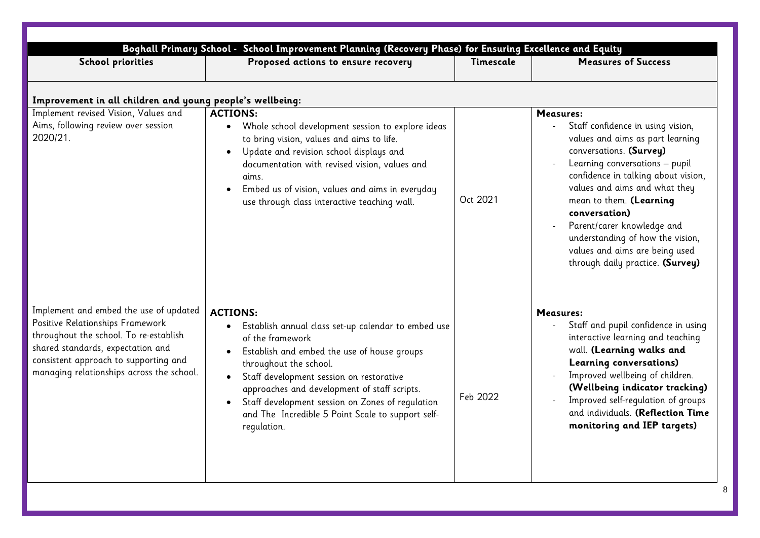| Boghall Primary School - School Improvement Planning (Recovery Phase) for Ensuring Excellence and Equity | | | |
|---|---|---|---|
| **School priorities** | **Proposed actions to ensure recovery** | **Timescale** | **Measures of Success** |
| **Improvement in all children and young people's wellbeing:** | | | |
| Implement revised Vision, Values and Aims, following review over session 2020/21. | **ACTIONS:**<br>• Whole school development session to explore ideas to bring vision, values and aims to life.<br>• Update and revision school displays and documentation with revised vision, values and aims.<br>• Embed us of vision, values and aims in everyday use through class interactive teaching wall. | Oct 2021 | **Measures:**<br>- Staff confidence in using vision, values and aims as part learning conversations. **(Survey)**<br>- Learning conversations – pupil confidence in talking about vision, values and aims and what they mean to them. **(Learning conversation)**<br>- Parent/carer knowledge and understanding of how the vision, values and aims are being used through daily practice. **(Survey)** |
| Implement and embed the use of updated Positive Relationships Framework throughout the school. To re-establish shared standards, expectation and consistent approach to supporting and managing relationships across the school. | **ACTIONS:**<br>• Establish annual class set-up calendar to embed use of the framework<br>• Establish and embed the use of house groups throughout the school.<br>• Staff development session on restorative approaches and development of staff scripts.<br>• Staff development session on Zones of regulation and The Incredible 5 Point Scale to support self-regulation. | Feb 2022 | **Measures:**<br>- Staff and pupil confidence in using interactive learning and teaching wall. **(Learning walks and Learning conversations)**<br>- Improved wellbeing of children. **(Wellbeing indicator tracking)**<br>- Improved self-regulation of groups and individuals. **(Reflection Time monitoring and IEP targets)** |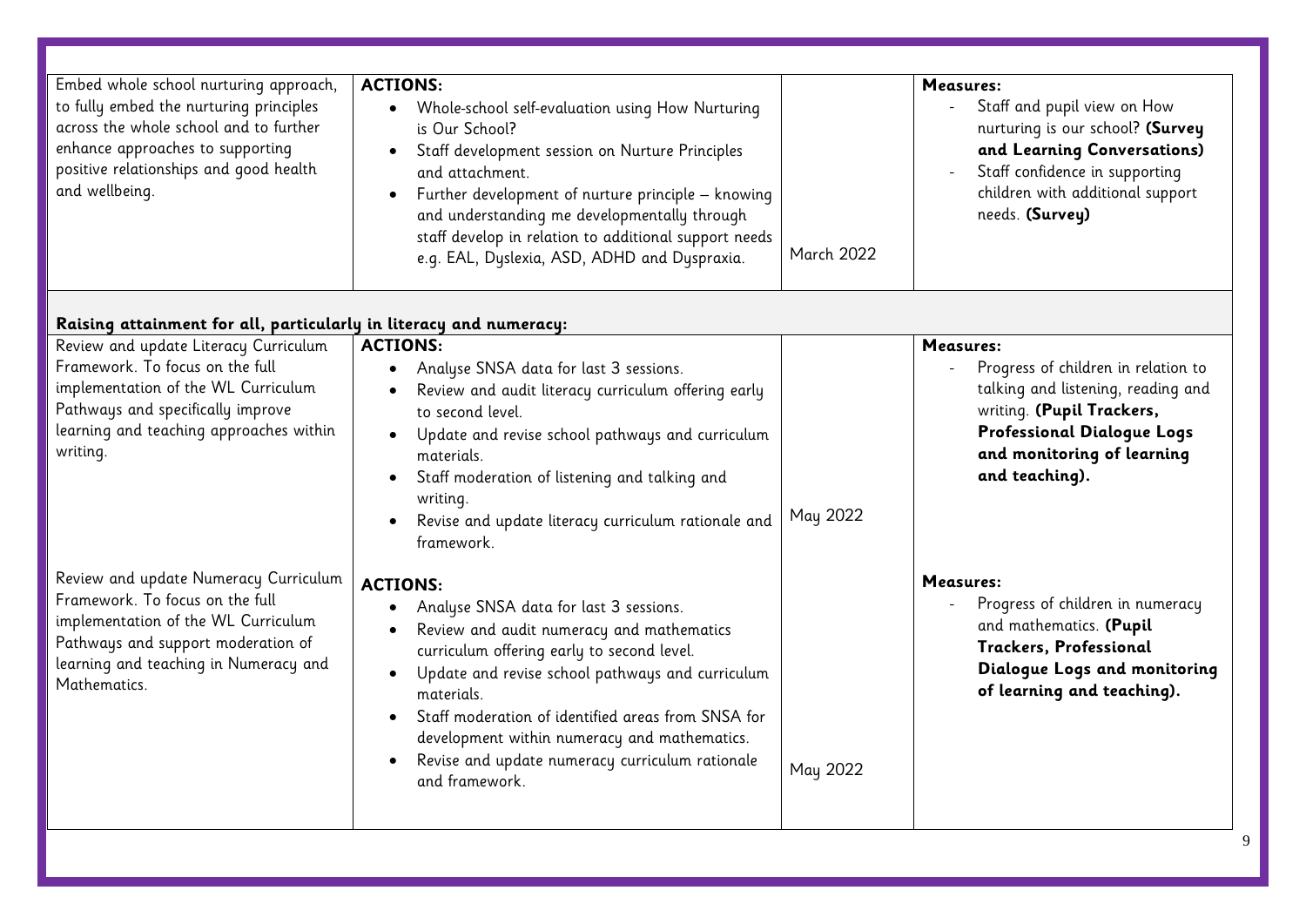| | | | |
|---|---|---|---|
| Embed whole school nurturing approach, to fully embed the nurturing principles across the whole school and to further enhance approaches to supporting positive relationships and good health and wellbeing. | **ACTIONS:**<br>• Whole-school self-evaluation using How Nurturing is Our School?<br>• Staff development session on Nurture Principles and attachment.<br>• Further development of nurture principle – knowing and understanding me developmentally through staff develop in relation to additional support needs e.g. EAL, Dyslexia, ASD, ADHD and Dyspraxia. | March 2022 | **Measures:**<br>- Staff and pupil view on How nurturing is our school? **(Survey and Learning Conversations)**<br>- Staff confidence in supporting children with additional support needs. **(Survey)** |
| **Raising attainment for all, particularly in literacy and numeracy:** | | | |
| Review and update Literacy Curriculum Framework. To focus on the full implementation of the WL Curriculum Pathways and specifically improve learning and teaching approaches within writing. | **ACTIONS:**<br>• Analyse SNSA data for last 3 sessions.<br>• Review and audit literacy curriculum offering early to second level.<br>• Update and revise school pathways and curriculum materials.<br>• Staff moderation of listening and talking and writing.<br>• Revise and update literacy curriculum rationale and framework. | May 2022 | **Measures:**<br>- Progress of children in relation to talking and listening, reading and writing. **(Pupil Trackers, Professional Dialogue Logs and monitoring of learning and teaching).** |
| Review and update Numeracy Curriculum Framework. To focus on the full implementation of the WL Curriculum Pathways and support moderation of learning and teaching in Numeracy and Mathematics. | **ACTIONS:**<br>• Analyse SNSA data for last 3 sessions.<br>• Review and audit numeracy and mathematics curriculum offering early to second level.<br>• Update and revise school pathways and curriculum materials.<br>• Staff moderation of identified areas from SNSA for development within numeracy and mathematics.<br>• Revise and update numeracy curriculum rationale and framework. | May 2022 | **Measures:**<br>- Progress of children in numeracy and mathematics. **(Pupil Trackers, Professional Dialogue Logs and monitoring of learning and teaching).** |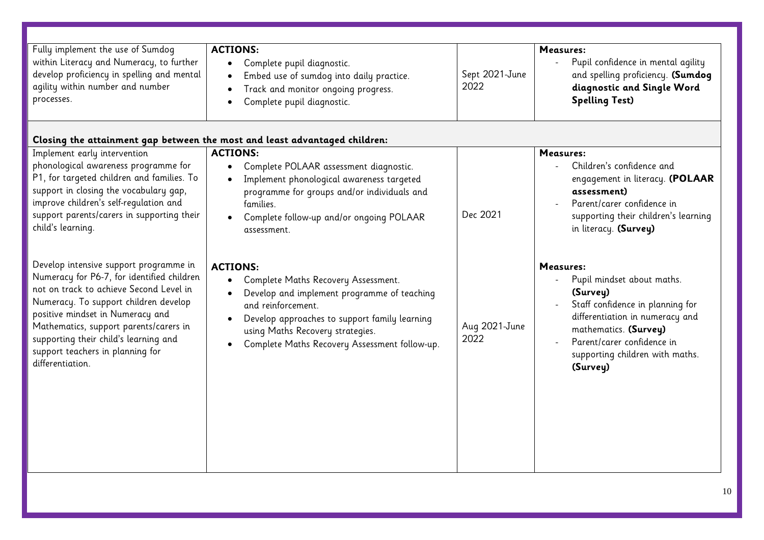| | | | |
|---|---|---|---|
| Fully implement the use of Sumdog within Literacy and Numeracy, to further develop proficiency in spelling and mental agility within number and number processes. | **ACTIONS:**<br>• Complete pupil diagnostic.<br>• Embed use of sumdog into daily practice.<br>• Track and monitor ongoing progress.<br>• Complete pupil diagnostic. | Sept 2021-June 2022 | **Measures:**<br>- Pupil confidence in mental agility and spelling proficiency. **(Sumdog diagnostic and Single Word Spelling Test)** |
| **Closing the attainment gap between the most and least advantaged children:** | | | |
| Implement early intervention phonological awareness programme for P1, for targeted children and families. To support in closing the vocabulary gap, improve children's self-regulation and support parents/carers in supporting their child's learning. | **ACTIONS:**<br>• Complete POLAAR assessment diagnostic.<br>• Implement phonological awareness targeted programme for groups and/or individuals and families.<br>• Complete follow-up and/or ongoing POLAAR assessment. | Dec 2021 | **Measures:**<br>- Children's confidence and engagement in literacy. **(POLAAR assessment)**<br>- Parent/carer confidence in supporting their children's learning in literacy. **(Survey)** |
| Develop intensive support programme in Numeracy for P6-7, for identified children not on track to achieve Second Level in Numeracy. To support children develop positive mindset in Numeracy and Mathematics, support parents/carers in supporting their child's learning and support teachers in planning for differentiation. | **ACTIONS:**<br>• Complete Maths Recovery Assessment.<br>• Develop and implement programme of teaching and reinforcement.<br>• Develop approaches to support family learning using Maths Recovery strategies.<br>• Complete Maths Recovery Assessment follow-up. | Aug 2021-June 2022 | **Measures:**<br>- Pupil mindset about maths. **(Survey)**<br>- Staff confidence in planning for differentiation in numeracy and mathematics. **(Survey)**<br>- Parent/carer confidence in supporting children with maths. **(Survey)** |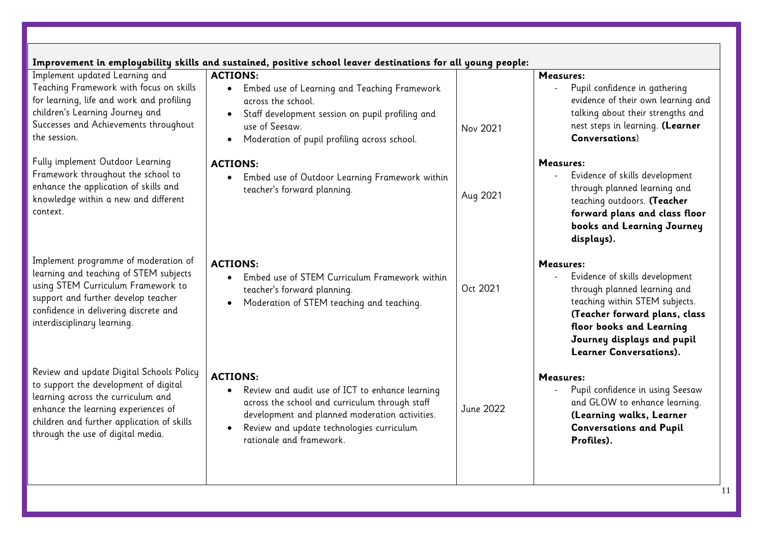**Improvement in employability skills and sustained, positive school leaver destinations for all young people:**

| | | | |
|---|---|---|---|
| Implement updated Learning and Teaching Framework with focus on skills for learning, life and work and profiling children's Learning Journey and Successes and Achievements throughout the session. | **ACTIONS:**<br>• Embed use of Learning and Teaching Framework across the school.<br>• Staff development session on pupil profiling and use of Seesaw.<br>• Moderation of pupil profiling across school. | Nov 2021 | **Measures:**<br>- Pupil confidence in gathering evidence of their own learning and talking about their strengths and nest steps in learning. **(Learner Conversations**) |
| Fully implement Outdoor Learning Framework throughout the school to enhance the application of skills and knowledge within a new and different context. | **ACTIONS:**<br>• Embed use of Outdoor Learning Framework within teacher's forward planning. | Aug 2021 | **Measures:**<br>- Evidence of skills development through planned learning and teaching outdoors. **(Teacher forward plans and class floor books and Learning Journey displays).** |
| Implement programme of moderation of learning and teaching of STEM subjects using STEM Curriculum Framework to support and further develop teacher confidence in delivering discrete and interdisciplinary learning. | **ACTIONS:**<br>• Embed use of STEM Curriculum Framework within teacher's forward planning.<br>• Moderation of STEM teaching and teaching. | Oct 2021 | **Measures:**<br>- Evidence of skills development through planned learning and teaching within STEM subjects. **(Teacher forward plans, class floor books and Learning Journey displays and pupil Learner Conversations).** |
| Review and update Digital Schools Policy to support the development of digital learning across the curriculum and enhance the learning experiences of children and further application of skills through the use of digital media. | **ACTIONS:**<br>• Review and audit use of ICT to enhance learning across the school and curriculum through staff development and planned moderation activities.<br>• Review and update technologies curriculum rationale and framework. | June 2022 | **Measures:**<br>- Pupil confidence in using Seesaw and GLOW to enhance learning. **(Learning walks, Learner Conversations and Pupil Profiles).** |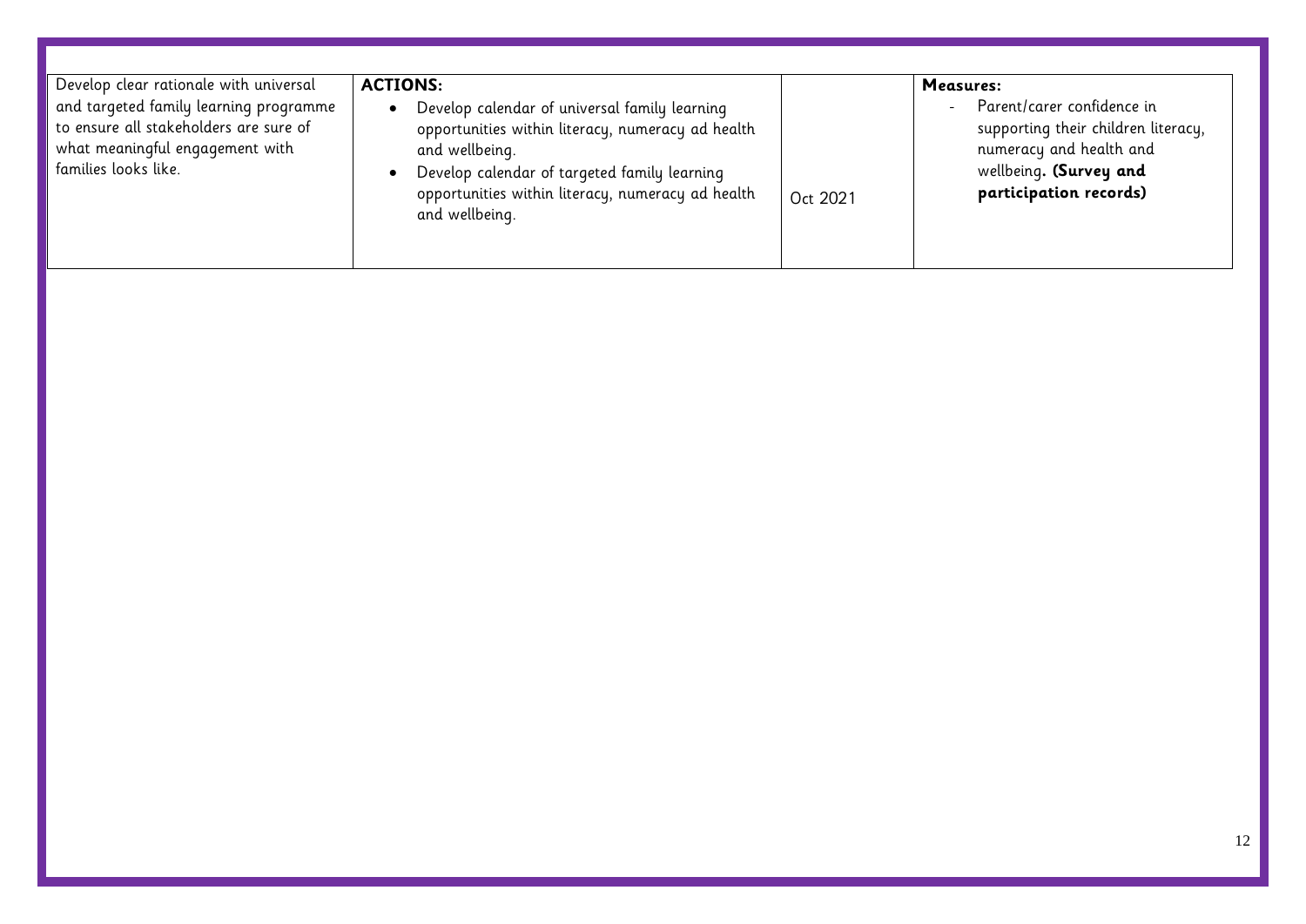| | | | |
|---|---|---|---|
| Develop clear rationale with universal and targeted family learning programme to ensure all stakeholders are sure of what meaningful engagement with families looks like. | **ACTIONS:**<br>• Develop calendar of universal family learning opportunities within literacy, numeracy ad health and wellbeing.<br>• Develop calendar of targeted family learning opportunities within literacy, numeracy ad health and wellbeing. | Oct 2021 | **Measures:**<br>- Parent/carer confidence in supporting their children literacy, numeracy and health and wellbeing**. (Survey and participation records)** |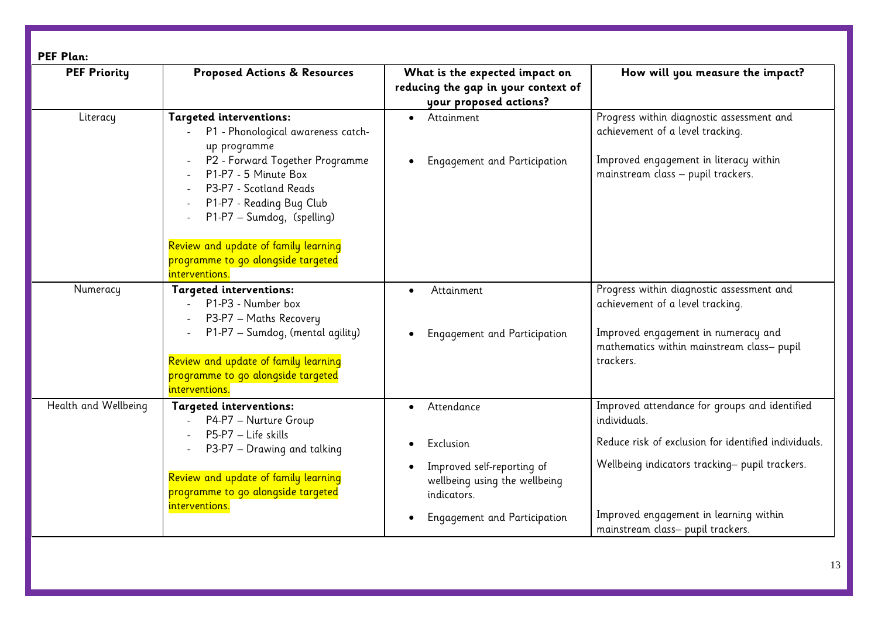**PEF Plan:**

| PEF Priority | Proposed Actions & Resources | What is the expected impact on reducing the gap in your context of your proposed actions? | How will you measure the impact? |
|---|---|---|---|
| Literacy | **Targeted interventions:**<br>- P1 - Phonological awareness catch-up programme<br>- P2 - Forward Together Programme<br>- P1-P7 - 5 Minute Box<br>- P3-P7 - Scotland Reads<br>- P1-P7 - Reading Bug Club<br>- P1-P7 – Sumdog, (spelling)<br><br>Review and update of family learning programme to go alongside targeted interventions. | • Attainment<br><br>• Engagement and Participation | Progress within diagnostic assessment and achievement of a level tracking.<br><br>Improved engagement in literacy within mainstream class – pupil trackers. |
| Numeracy | **Targeted interventions:**<br>- P1-P3 - Number box<br>- P3-P7 – Maths Recovery<br>- P1-P7 – Sumdog, (mental agility)<br><br>Review and update of family learning programme to go alongside targeted interventions. | • Attainment<br><br>• Engagement and Participation | Progress within diagnostic assessment and achievement of a level tracking.<br><br>Improved engagement in numeracy and mathematics within mainstream class– pupil trackers. |
| Health and Wellbeing | **Targeted interventions:**<br>- P4-P7 – Nurture Group<br>- P5-P7 – Life skills<br>- P3-P7 – Drawing and talking<br><br>Review and update of family learning programme to go alongside targeted interventions. | • Attendance<br><br>• Exclusion<br><br>• Improved self-reporting of wellbeing using the wellbeing indicators.<br><br>• Engagement and Participation | Improved attendance for groups and identified individuals.<br><br>Reduce risk of exclusion for identified individuals.<br><br>Wellbeing indicators tracking– pupil trackers.<br><br>Improved engagement in learning within mainstream class– pupil trackers. |